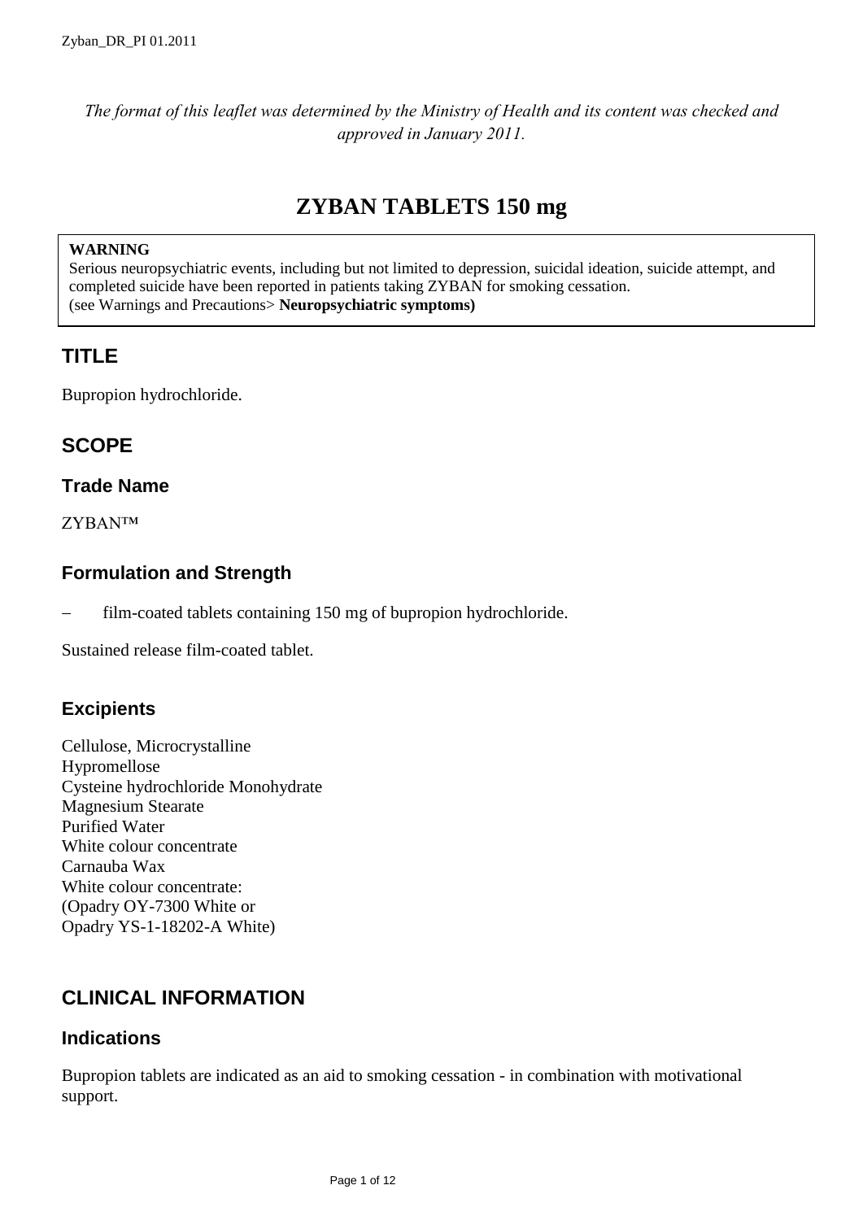*The format of this leaflet was determined by the Ministry of Health and its content was checked and approved in January 2011.*

# ZYBAN TABLETS 150 mg

**WARNING**
Serious neuropsychiatric events, including but not limited to depression, suicidal ideation, suicide attempt, and completed suicide have been reported in patients taking ZYBAN for smoking cessation.
(see Warnings and Precautions> **Neuropsychiatric symptoms)**

## TITLE

Bupropion hydrochloride.

## SCOPE

### Trade Name

ZYBAN™

### Formulation and Strength

– film-coated tablets containing 150 mg of bupropion hydrochloride.

Sustained release film-coated tablet.

### Excipients

Cellulose, Microcrystalline
Hypromellose
Cysteine hydrochloride Monohydrate
Magnesium Stearate
Purified Water
White colour concentrate
Carnauba Wax
White colour concentrate:
(Opadry OY-7300 White or
Opadry YS-1-18202-A White)

## CLINICAL INFORMATION

### Indications

Bupropion tablets are indicated as an aid to smoking cessation - in combination with motivational support.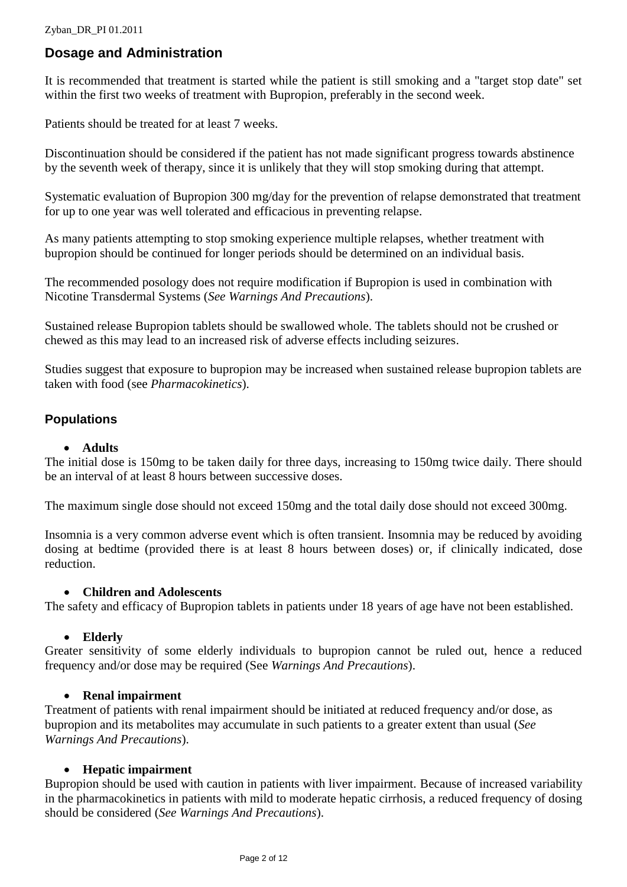## Dosage and Administration

It is recommended that treatment is started while the patient is still smoking and a "target stop date" set within the first two weeks of treatment with Bupropion, preferably in the second week.

Patients should be treated for at least 7 weeks.

Discontinuation should be considered if the patient has not made significant progress towards abstinence by the seventh week of therapy, since it is unlikely that they will stop smoking during that attempt.

Systematic evaluation of Bupropion 300 mg/day for the prevention of relapse demonstrated that treatment for up to one year was well tolerated and efficacious in preventing relapse.

As many patients attempting to stop smoking experience multiple relapses, whether treatment with bupropion should be continued for longer periods should be determined on an individual basis.

The recommended posology does not require modification if Bupropion is used in combination with Nicotine Transdermal Systems (*See Warnings And Precautions*).

Sustained release Bupropion tablets should be swallowed whole. The tablets should not be crushed or chewed as this may lead to an increased risk of adverse effects including seizures.

Studies suggest that exposure to bupropion may be increased when sustained release bupropion tablets are taken with food (see *Pharmacokinetics*).

## Populations

- **Adults**

The initial dose is 150mg to be taken daily for three days, increasing to 150mg twice daily. There should be an interval of at least 8 hours between successive doses.

The maximum single dose should not exceed 150mg and the total daily dose should not exceed 300mg.

Insomnia is a very common adverse event which is often transient. Insomnia may be reduced by avoiding dosing at bedtime (provided there is at least 8 hours between doses) or, if clinically indicated, dose reduction.

- **Children and Adolescents**

The safety and efficacy of Bupropion tablets in patients under 18 years of age have not been established.

- **Elderly**

Greater sensitivity of some elderly individuals to bupropion cannot be ruled out, hence a reduced frequency and/or dose may be required (See *Warnings And Precautions*).

- **Renal impairment**

Treatment of patients with renal impairment should be initiated at reduced frequency and/or dose, as bupropion and its metabolites may accumulate in such patients to a greater extent than usual (*See Warnings And Precautions*).

- **Hepatic impairment**

Bupropion should be used with caution in patients with liver impairment. Because of increased variability in the pharmacokinetics in patients with mild to moderate hepatic cirrhosis, a reduced frequency of dosing should be considered (*See Warnings And Precautions*).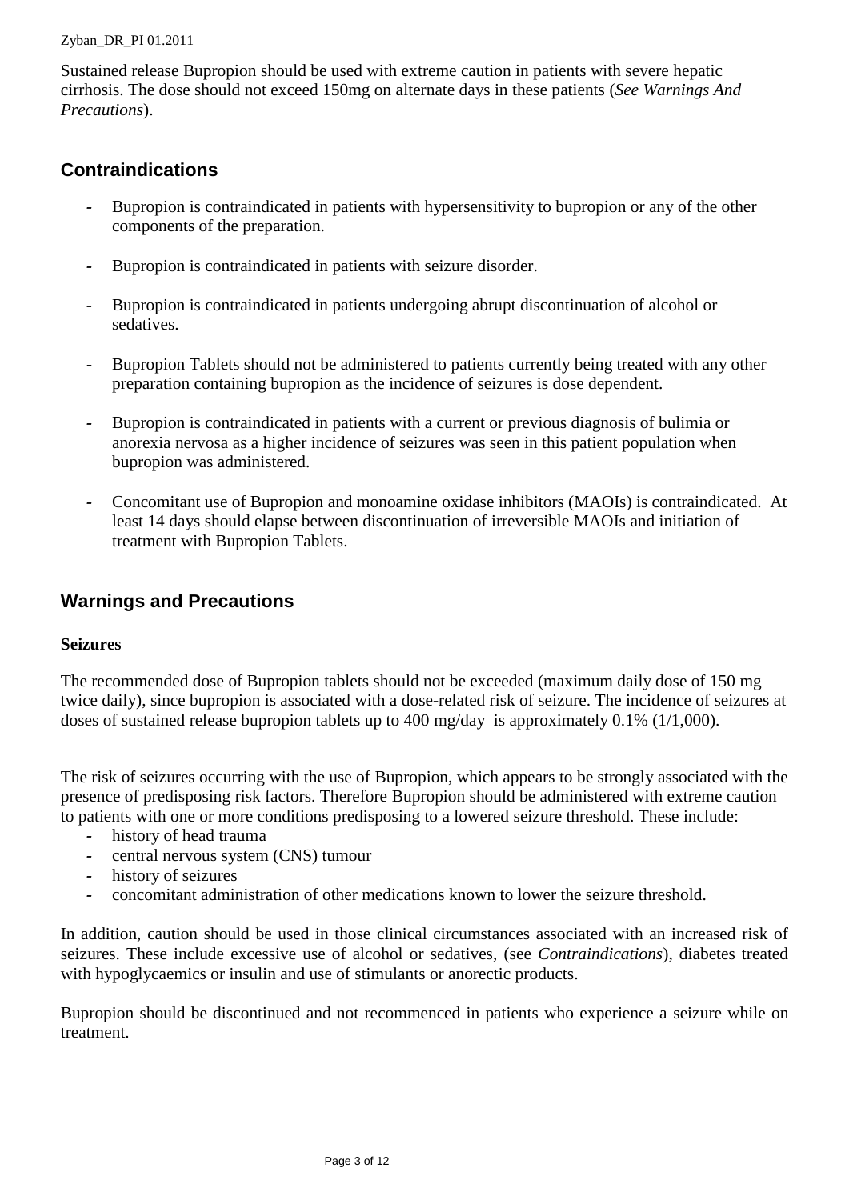Sustained release Bupropion should be used with extreme caution in patients with severe hepatic cirrhosis. The dose should not exceed 150mg on alternate days in these patients (*See Warnings And Precautions*).

## Contraindications

- Bupropion is contraindicated in patients with hypersensitivity to bupropion or any of the other components of the preparation.
- Bupropion is contraindicated in patients with seizure disorder.
- Bupropion is contraindicated in patients undergoing abrupt discontinuation of alcohol or sedatives.
- Bupropion Tablets should not be administered to patients currently being treated with any other preparation containing bupropion as the incidence of seizures is dose dependent.
- Bupropion is contraindicated in patients with a current or previous diagnosis of bulimia or anorexia nervosa as a higher incidence of seizures was seen in this patient population when bupropion was administered.
- Concomitant use of Bupropion and monoamine oxidase inhibitors (MAOIs) is contraindicated. At least 14 days should elapse between discontinuation of irreversible MAOIs and initiation of treatment with Bupropion Tablets.

## Warnings and Precautions

**Seizures**

The recommended dose of Bupropion tablets should not be exceeded (maximum daily dose of 150 mg twice daily), since bupropion is associated with a dose-related risk of seizure. The incidence of seizures at doses of sustained release bupropion tablets up to 400 mg/day is approximately 0.1% (1/1,000).

The risk of seizures occurring with the use of Bupropion, which appears to be strongly associated with the presence of predisposing risk factors. Therefore Bupropion should be administered with extreme caution to patients with one or more conditions predisposing to a lowered seizure threshold. These include:

- history of head trauma
- central nervous system (CNS) tumour
- history of seizures
- concomitant administration of other medications known to lower the seizure threshold.

In addition, caution should be used in those clinical circumstances associated with an increased risk of seizures. These include excessive use of alcohol or sedatives, (see *Contraindications*), diabetes treated with hypoglycaemics or insulin and use of stimulants or anorectic products.

Bupropion should be discontinued and not recommenced in patients who experience a seizure while on treatment.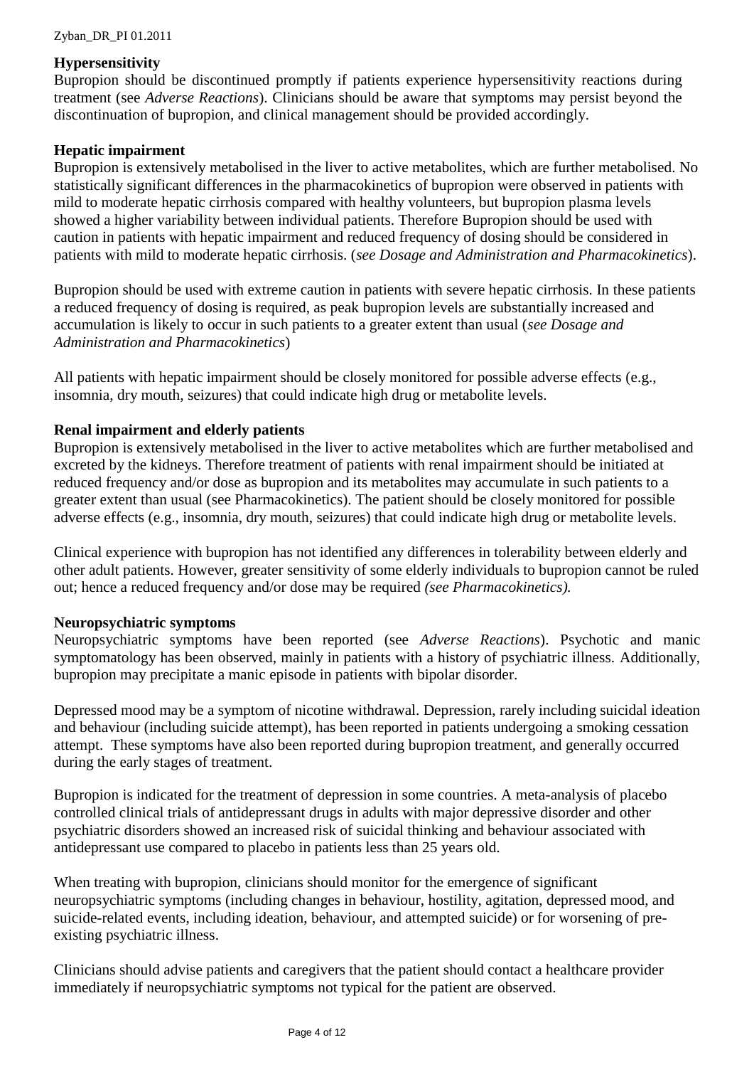**Hypersensitivity**

Bupropion should be discontinued promptly if patients experience hypersensitivity reactions during treatment (see *Adverse Reactions*). Clinicians should be aware that symptoms may persist beyond the discontinuation of bupropion, and clinical management should be provided accordingly.

**Hepatic impairment**

Bupropion is extensively metabolised in the liver to active metabolites, which are further metabolised. No statistically significant differences in the pharmacokinetics of bupropion were observed in patients with mild to moderate hepatic cirrhosis compared with healthy volunteers, but bupropion plasma levels showed a higher variability between individual patients. Therefore Bupropion should be used with caution in patients with hepatic impairment and reduced frequency of dosing should be considered in patients with mild to moderate hepatic cirrhosis. (*see Dosage and Administration and Pharmacokinetics*).

Bupropion should be used with extreme caution in patients with severe hepatic cirrhosis. In these patients a reduced frequency of dosing is required, as peak bupropion levels are substantially increased and accumulation is likely to occur in such patients to a greater extent than usual (*see Dosage and Administration and Pharmacokinetics*)

All patients with hepatic impairment should be closely monitored for possible adverse effects (e.g., insomnia, dry mouth, seizures) that could indicate high drug or metabolite levels.

**Renal impairment and elderly patients**

Bupropion is extensively metabolised in the liver to active metabolites which are further metabolised and excreted by the kidneys. Therefore treatment of patients with renal impairment should be initiated at reduced frequency and/or dose as bupropion and its metabolites may accumulate in such patients to a greater extent than usual (see Pharmacokinetics). The patient should be closely monitored for possible adverse effects (e.g., insomnia, dry mouth, seizures) that could indicate high drug or metabolite levels.

Clinical experience with bupropion has not identified any differences in tolerability between elderly and other adult patients. However, greater sensitivity of some elderly individuals to bupropion cannot be ruled out; hence a reduced frequency and/or dose may be required *(see Pharmacokinetics).*

**Neuropsychiatric symptoms**

Neuropsychiatric symptoms have been reported (see *Adverse Reactions*). Psychotic and manic symptomatology has been observed, mainly in patients with a history of psychiatric illness. Additionally, bupropion may precipitate a manic episode in patients with bipolar disorder.

Depressed mood may be a symptom of nicotine withdrawal. Depression, rarely including suicidal ideation and behaviour (including suicide attempt), has been reported in patients undergoing a smoking cessation attempt. These symptoms have also been reported during bupropion treatment, and generally occurred during the early stages of treatment.

Bupropion is indicated for the treatment of depression in some countries. A meta-analysis of placebo controlled clinical trials of antidepressant drugs in adults with major depressive disorder and other psychiatric disorders showed an increased risk of suicidal thinking and behaviour associated with antidepressant use compared to placebo in patients less than 25 years old.

When treating with bupropion, clinicians should monitor for the emergence of significant neuropsychiatric symptoms (including changes in behaviour, hostility, agitation, depressed mood, and suicide-related events, including ideation, behaviour, and attempted suicide) or for worsening of pre-existing psychiatric illness.

Clinicians should advise patients and caregivers that the patient should contact a healthcare provider immediately if neuropsychiatric symptoms not typical for the patient are observed.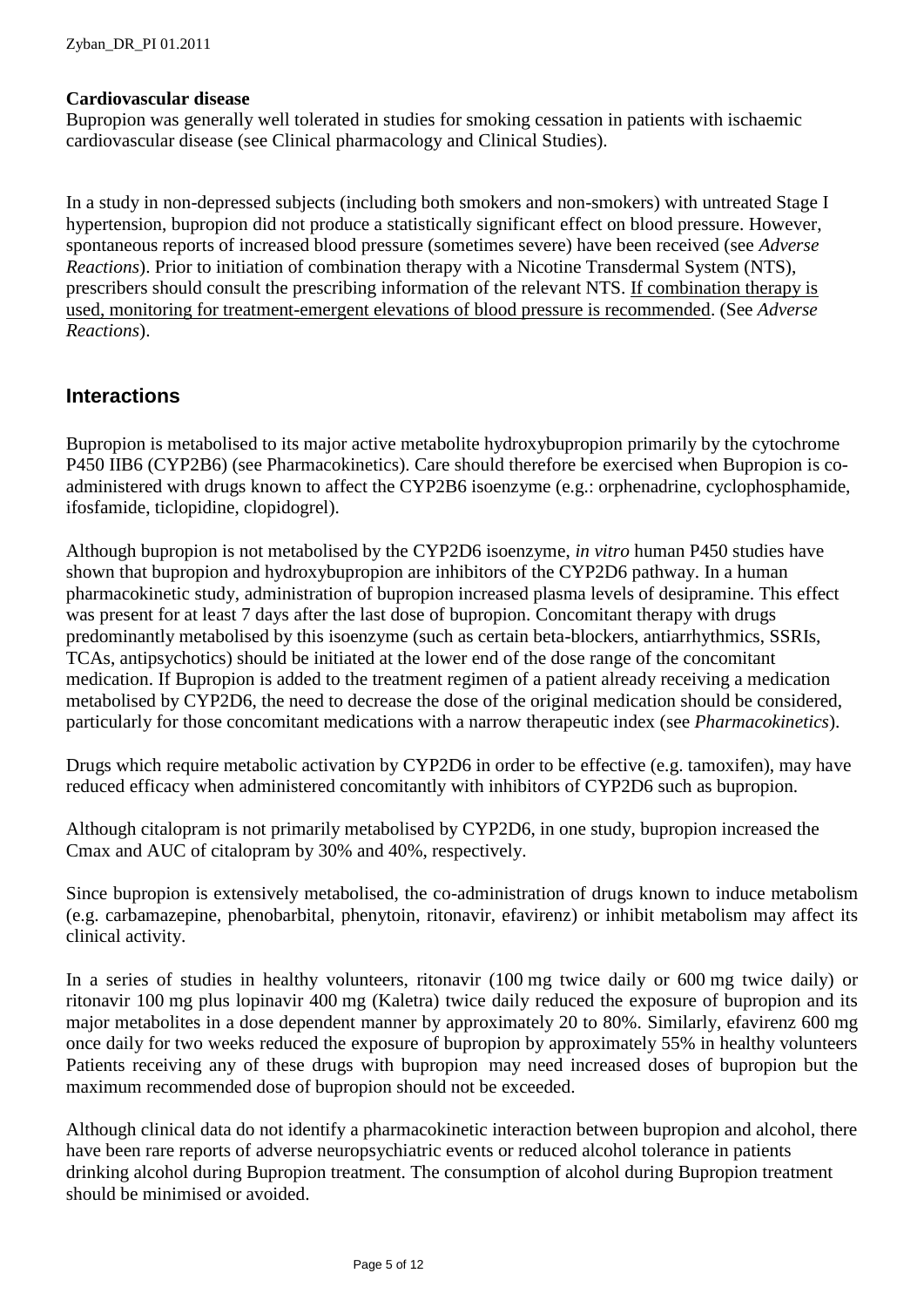**Cardiovascular disease**

Bupropion was generally well tolerated in studies for smoking cessation in patients with ischaemic cardiovascular disease (see Clinical pharmacology and Clinical Studies).

In a study in non-depressed subjects (including both smokers and non-smokers) with untreated Stage I hypertension, bupropion did not produce a statistically significant effect on blood pressure. However, spontaneous reports of increased blood pressure (sometimes severe) have been received (see *Adverse Reactions*). Prior to initiation of combination therapy with a Nicotine Transdermal System (NTS), prescribers should consult the prescribing information of the relevant NTS. If combination therapy is used, monitoring for treatment-emergent elevations of blood pressure is recommended. (See *Adverse Reactions*).

## Interactions

Bupropion is metabolised to its major active metabolite hydroxybupropion primarily by the cytochrome P450 IIB6 (CYP2B6) (see Pharmacokinetics). Care should therefore be exercised when Bupropion is co-administered with drugs known to affect the CYP2B6 isoenzyme (e.g.: orphenadrine, cyclophosphamide, ifosfamide, ticlopidine, clopidogrel).

Although bupropion is not metabolised by the CYP2D6 isoenzyme, *in vitro* human P450 studies have shown that bupropion and hydroxybupropion are inhibitors of the CYP2D6 pathway. In a human pharmacokinetic study, administration of bupropion increased plasma levels of desipramine. This effect was present for at least 7 days after the last dose of bupropion. Concomitant therapy with drugs predominantly metabolised by this isoenzyme (such as certain beta-blockers, antiarrhythmics, SSRIs, TCAs, antipsychotics) should be initiated at the lower end of the dose range of the concomitant medication. If Bupropion is added to the treatment regimen of a patient already receiving a medication metabolised by CYP2D6, the need to decrease the dose of the original medication should be considered, particularly for those concomitant medications with a narrow therapeutic index (see *Pharmacokinetics*).

Drugs which require metabolic activation by CYP2D6 in order to be effective (e.g. tamoxifen), may have reduced efficacy when administered concomitantly with inhibitors of CYP2D6 such as bupropion.

Although citalopram is not primarily metabolised by CYP2D6, in one study, bupropion increased the Cmax and AUC of citalopram by 30% and 40%, respectively.

Since bupropion is extensively metabolised, the co-administration of drugs known to induce metabolism (e.g. carbamazepine, phenobarbital, phenytoin, ritonavir, efavirenz) or inhibit metabolism may affect its clinical activity.

In a series of studies in healthy volunteers, ritonavir (100 mg twice daily or 600 mg twice daily) or ritonavir 100 mg plus lopinavir 400 mg (Kaletra) twice daily reduced the exposure of bupropion and its major metabolites in a dose dependent manner by approximately 20 to 80%. Similarly, efavirenz 600 mg once daily for two weeks reduced the exposure of bupropion by approximately 55% in healthy volunteers Patients receiving any of these drugs with bupropion may need increased doses of bupropion but the maximum recommended dose of bupropion should not be exceeded.

Although clinical data do not identify a pharmacokinetic interaction between bupropion and alcohol, there have been rare reports of adverse neuropsychiatric events or reduced alcohol tolerance in patients drinking alcohol during Bupropion treatment. The consumption of alcohol during Bupropion treatment should be minimised or avoided.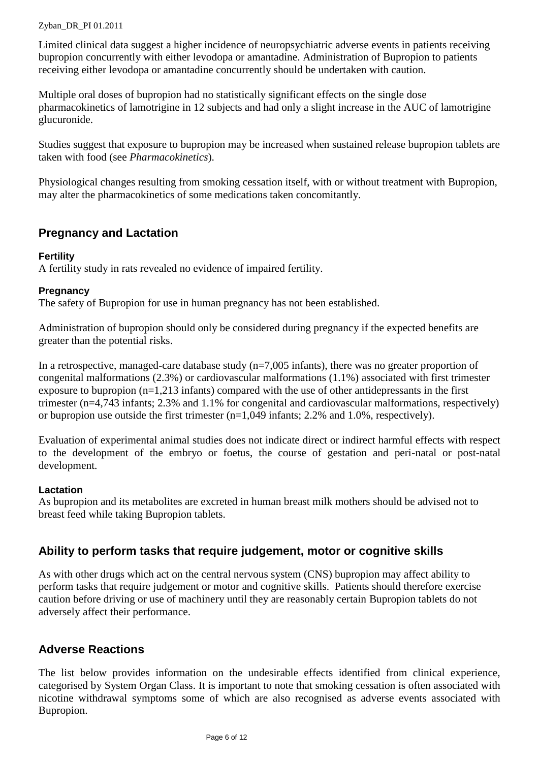Limited clinical data suggest a higher incidence of neuropsychiatric adverse events in patients receiving bupropion concurrently with either levodopa or amantadine. Administration of Bupropion to patients receiving either levodopa or amantadine concurrently should be undertaken with caution.

Multiple oral doses of bupropion had no statistically significant effects on the single dose pharmacokinetics of lamotrigine in 12 subjects and had only a slight increase in the AUC of lamotrigine glucuronide.

Studies suggest that exposure to bupropion may be increased when sustained release bupropion tablets are taken with food (see *Pharmacokinetics*).

Physiological changes resulting from smoking cessation itself, with or without treatment with Bupropion, may alter the pharmacokinetics of some medications taken concomitantly.

## Pregnancy and Lactation

### Fertility

A fertility study in rats revealed no evidence of impaired fertility.

### Pregnancy

The safety of Bupropion for use in human pregnancy has not been established.

Administration of bupropion should only be considered during pregnancy if the expected benefits are greater than the potential risks.

In a retrospective, managed-care database study (n=7,005 infants), there was no greater proportion of congenital malformations (2.3%) or cardiovascular malformations (1.1%) associated with first trimester exposure to bupropion (n=1,213 infants) compared with the use of other antidepressants in the first trimester (n=4,743 infants; 2.3% and 1.1% for congenital and cardiovascular malformations, respectively) or bupropion use outside the first trimester (n=1,049 infants; 2.2% and 1.0%, respectively).

Evaluation of experimental animal studies does not indicate direct or indirect harmful effects with respect to the development of the embryo or foetus, the course of gestation and peri-natal or post-natal development.

### Lactation

As bupropion and its metabolites are excreted in human breast milk mothers should be advised not to breast feed while taking Bupropion tablets.

## Ability to perform tasks that require judgement, motor or cognitive skills

As with other drugs which act on the central nervous system (CNS) bupropion may affect ability to perform tasks that require judgement or motor and cognitive skills. Patients should therefore exercise caution before driving or use of machinery until they are reasonably certain Bupropion tablets do not adversely affect their performance.

## Adverse Reactions

The list below provides information on the undesirable effects identified from clinical experience, categorised by System Organ Class. It is important to note that smoking cessation is often associated with nicotine withdrawal symptoms some of which are also recognised as adverse events associated with Bupropion.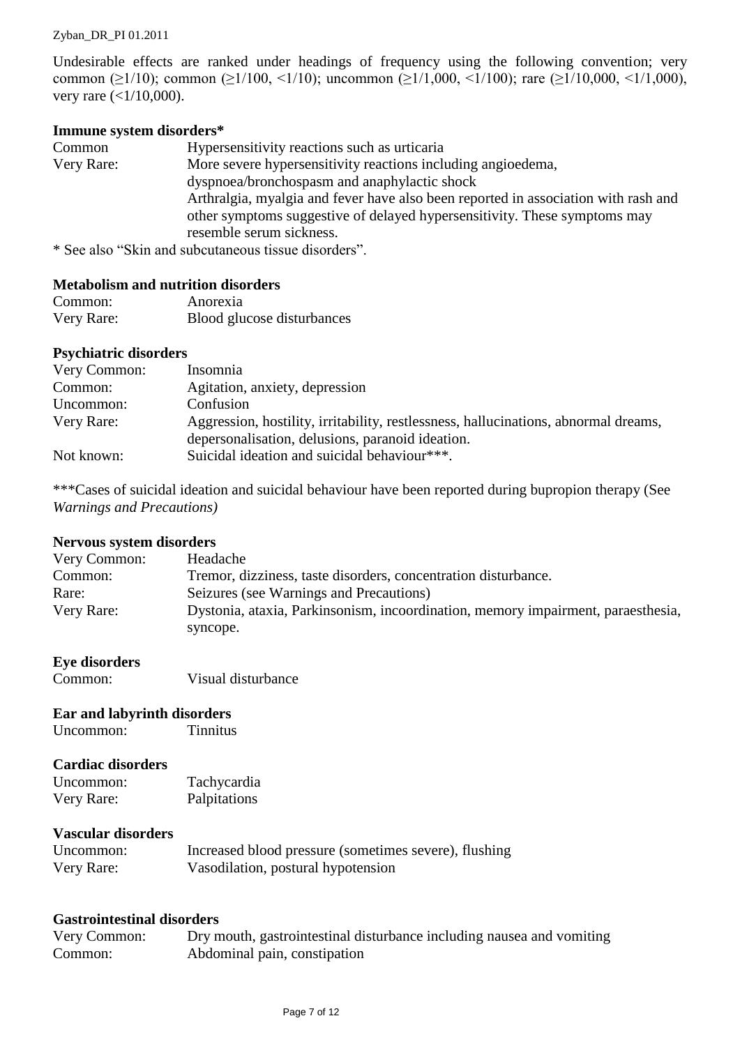Undesirable effects are ranked under headings of frequency using the following convention; very common (≥1/10); common (≥1/100, <1/10); uncommon (≥1/1,000, <1/100); rare (≥1/10,000, <1/1,000), very rare (<1/10,000).

**Immune system disorders***

| | |
|---|---|
| Common | Hypersensitivity reactions such as urticaria |
| Very Rare: | More severe hypersensitivity reactions including angioedema, dyspnoea/bronchospasm and anaphylactic shock<br>Arthralgia, myalgia and fever have also been reported in association with rash and other symptoms suggestive of delayed hypersensitivity. These symptoms may resemble serum sickness. |

* See also "Skin and subcutaneous tissue disorders".

**Metabolism and nutrition disorders**

| | |
|---|---|
| Common: | Anorexia |
| Very Rare: | Blood glucose disturbances |

**Psychiatric disorders**

| | |
|---|---|
| Very Common: | Insomnia |
| Common: | Agitation, anxiety, depression |
| Uncommon: | Confusion |
| Very Rare: | Aggression, hostility, irritability, restlessness, hallucinations, abnormal dreams, depersonalisation, delusions, paranoid ideation. |
| Not known: | Suicidal ideation and suicidal behaviour***. |

***Cases of suicidal ideation and suicidal behaviour have been reported during bupropion therapy (See *Warnings and Precautions)*

**Nervous system disorders**

| | |
|---|---|
| Very Common: | Headache |
| Common: | Tremor, dizziness, taste disorders, concentration disturbance. |
| Rare: | Seizures (see Warnings and Precautions) |
| Very Rare: | Dystonia, ataxia, Parkinsonism, incoordination, memory impairment, paraesthesia, syncope. |

**Eye disorders**

| | |
|---|---|
| Common: | Visual disturbance |

**Ear and labyrinth disorders**

| | |
|---|---|
| Uncommon: | Tinnitus |

**Cardiac disorders**

| | |
|---|---|
| Uncommon: | Tachycardia |
| Very Rare: | Palpitations |

**Vascular disorders**

| | |
|---|---|
| Uncommon: | Increased blood pressure (sometimes severe), flushing |
| Very Rare: | Vasodilation, postural hypotension |

**Gastrointestinal disorders**

| | |
|---|---|
| Very Common: | Dry mouth, gastrointestinal disturbance including nausea and vomiting |
| Common: | Abdominal pain, constipation |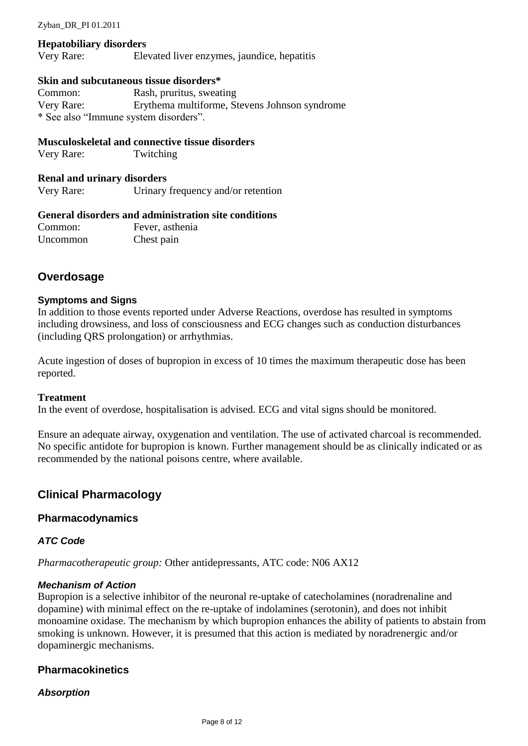**Hepatobiliary disorders**

Very Rare: Elevated liver enzymes, jaundice, hepatitis

**Skin and subcutaneous tissue disorders***

Common: Rash, pruritus, sweating
Very Rare: Erythema multiforme, Stevens Johnson syndrome
* See also "Immune system disorders".

**Musculoskeletal and connective tissue disorders**

Very Rare: Twitching

**Renal and urinary disorders**

Very Rare: Urinary frequency and/or retention

**General disorders and administration site conditions**

Common: Fever, asthenia
Uncommon Chest pain

## Overdosage

#### Symptoms and Signs

In addition to those events reported under Adverse Reactions, overdose has resulted in symptoms including drowsiness, and loss of consciousness and ECG changes such as conduction disturbances (including QRS prolongation) or arrhythmias.

Acute ingestion of doses of bupropion in excess of 10 times the maximum therapeutic dose has been reported.

**Treatment**

In the event of overdose, hospitalisation is advised. ECG and vital signs should be monitored.

Ensure an adequate airway, oxygenation and ventilation. The use of activated charcoal is recommended. No specific antidote for bupropion is known. Further management should be as clinically indicated or as recommended by the national poisons centre, where available.

## Clinical Pharmacology

### Pharmacodynamics

#### *ATC Code*

*Pharmacotherapeutic group:* Other antidepressants, ATC code: N06 AX12

#### *Mechanism of Action*

Bupropion is a selective inhibitor of the neuronal re-uptake of catecholamines (noradrenaline and dopamine) with minimal effect on the re-uptake of indolamines (serotonin), and does not inhibit monoamine oxidase. The mechanism by which bupropion enhances the ability of patients to abstain from smoking is unknown. However, it is presumed that this action is mediated by noradrenergic and/or dopaminergic mechanisms.

### Pharmacokinetics

#### *Absorption*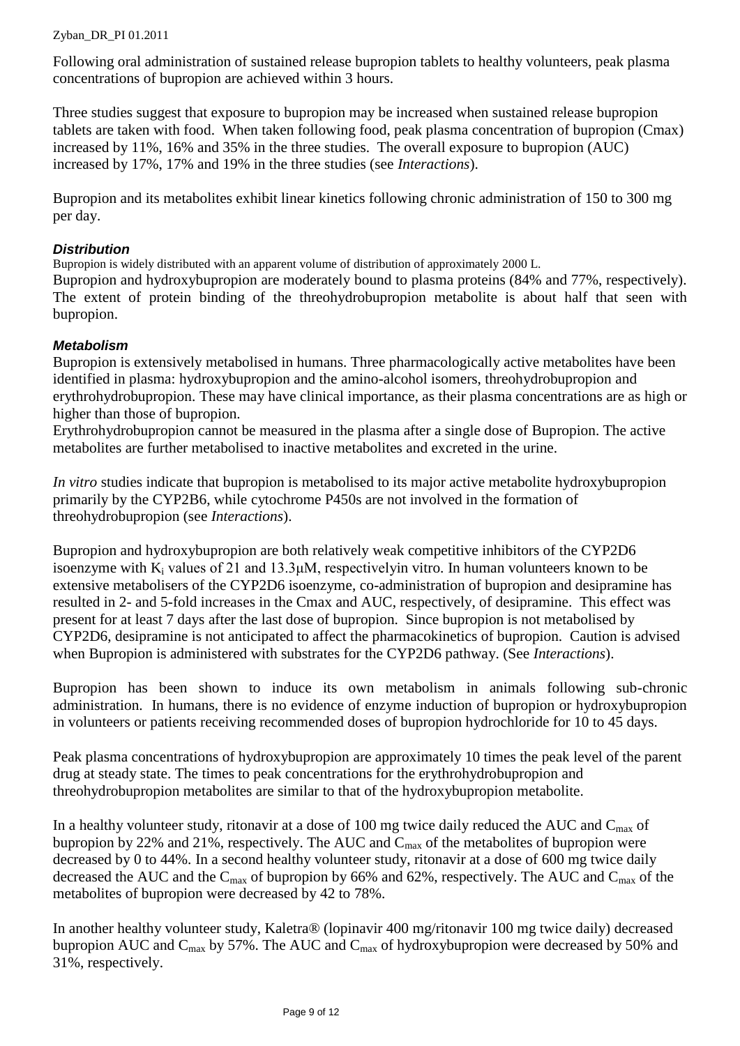Following oral administration of sustained release bupropion tablets to healthy volunteers, peak plasma concentrations of bupropion are achieved within 3 hours.

Three studies suggest that exposure to bupropion may be increased when sustained release bupropion tablets are taken with food. When taken following food, peak plasma concentration of bupropion (Cmax) increased by 11%, 16% and 35% in the three studies. The overall exposure to bupropion (AUC) increased by 17%, 17% and 19% in the three studies (see *Interactions*).

Bupropion and its metabolites exhibit linear kinetics following chronic administration of 150 to 300 mg per day.

### *Distribution*

Bupropion is widely distributed with an apparent volume of distribution of approximately 2000 L.
Bupropion and hydroxybupropion are moderately bound to plasma proteins (84% and 77%, respectively). The extent of protein binding of the threohydrobupropion metabolite is about half that seen with bupropion.

### *Metabolism*

Bupropion is extensively metabolised in humans. Three pharmacologically active metabolites have been identified in plasma: hydroxybupropion and the amino-alcohol isomers, threohydrobupropion and erythrohydrobupropion. These may have clinical importance, as their plasma concentrations are as high or higher than those of bupropion.
Erythrohydrobupropion cannot be measured in the plasma after a single dose of Bupropion. The active metabolites are further metabolised to inactive metabolites and excreted in the urine.

*In vitro* studies indicate that bupropion is metabolised to its major active metabolite hydroxybupropion primarily by the CYP2B6, while cytochrome P450s are not involved in the formation of threohydrobupropion (see *Interactions*).

Bupropion and hydroxybupropion are both relatively weak competitive inhibitors of the CYP2D6 isoenzyme with $K_i$ values of 21 and 13.3μM, respectivelyin vitro. In human volunteers known to be extensive metabolisers of the CYP2D6 isoenzyme, co-administration of bupropion and desipramine has resulted in 2- and 5-fold increases in the Cmax and AUC, respectively, of desipramine. This effect was present for at least 7 days after the last dose of bupropion. Since bupropion is not metabolised by CYP2D6, desipramine is not anticipated to affect the pharmacokinetics of bupropion. Caution is advised when Bupropion is administered with substrates for the CYP2D6 pathway. (See *Interactions*).

Bupropion has been shown to induce its own metabolism in animals following sub-chronic administration. In humans, there is no evidence of enzyme induction of bupropion or hydroxybupropion in volunteers or patients receiving recommended doses of bupropion hydrochloride for 10 to 45 days.

Peak plasma concentrations of hydroxybupropion are approximately 10 times the peak level of the parent drug at steady state. The times to peak concentrations for the erythrohydrobupropion and threohydrobupropion metabolites are similar to that of the hydroxybupropion metabolite.

In a healthy volunteer study, ritonavir at a dose of 100 mg twice daily reduced the AUC and $C_{max}$ of bupropion by 22% and 21%, respectively. The AUC and $C_{max}$ of the metabolites of bupropion were decreased by 0 to 44%. In a second healthy volunteer study, ritonavir at a dose of 600 mg twice daily decreased the AUC and the $C_{max}$ of bupropion by 66% and 62%, respectively. The AUC and $C_{max}$ of the metabolites of bupropion were decreased by 42 to 78%.

In another healthy volunteer study, Kaletra® (lopinavir 400 mg/ritonavir 100 mg twice daily) decreased bupropion AUC and $C_{max}$ by 57%. The AUC and $C_{max}$ of hydroxybupropion were decreased by 50% and 31%, respectively.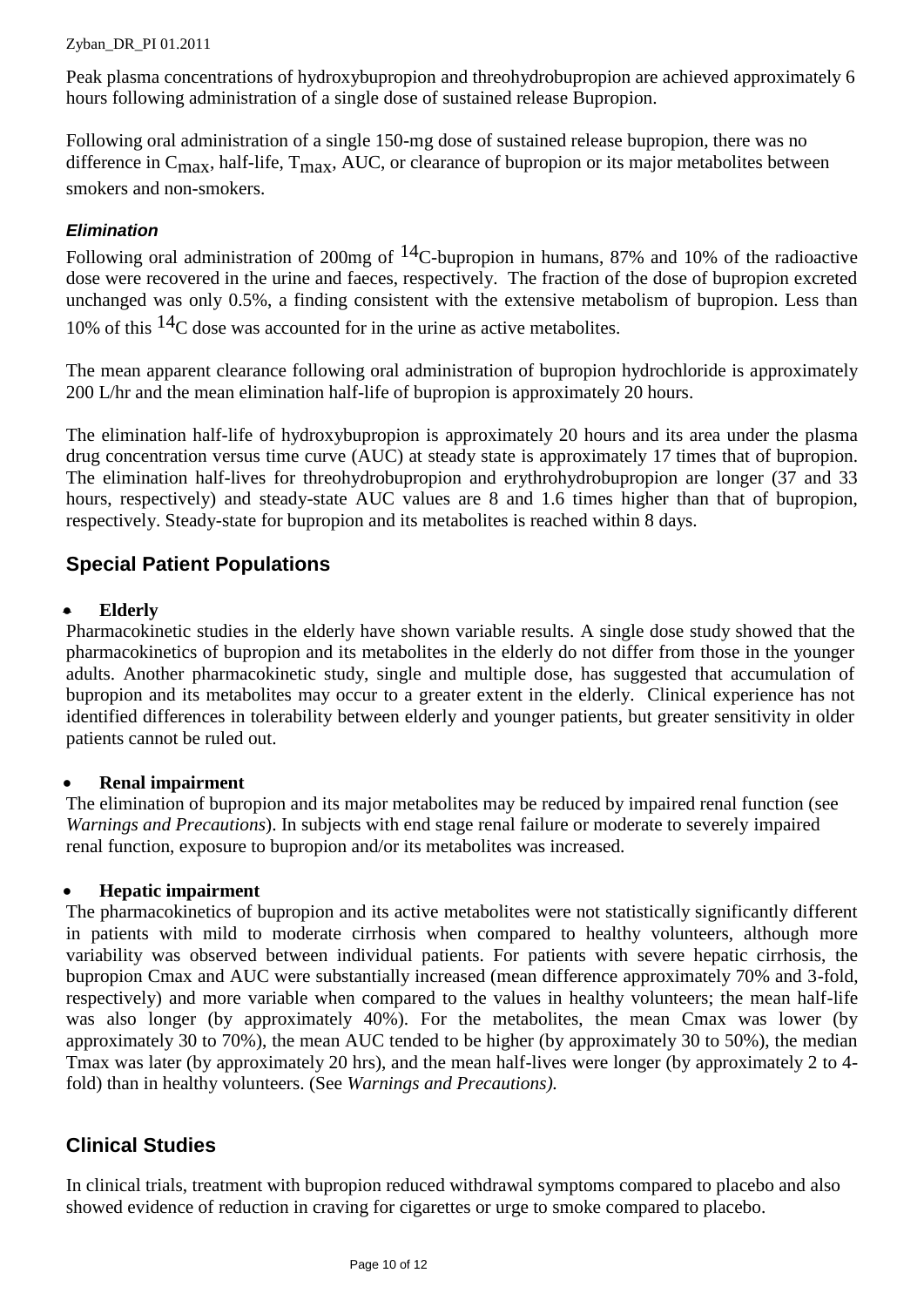Peak plasma concentrations of hydroxybupropion and threohydrobupropion are achieved approximately 6 hours following administration of a single dose of sustained release Bupropion.

Following oral administration of a single 150-mg dose of sustained release bupropion, there was no difference in $C_{max}$, half-life, $T_{max}$, AUC, or clearance of bupropion or its major metabolites between smokers and non-smokers.

#### *Elimination*

Following oral administration of 200mg of $^{14}$C-bupropion in humans, 87% and 10% of the radioactive dose were recovered in the urine and faeces, respectively. The fraction of the dose of bupropion excreted unchanged was only 0.5%, a finding consistent with the extensive metabolism of bupropion. Less than 10% of this $^{14}$C dose was accounted for in the urine as active metabolites.

The mean apparent clearance following oral administration of bupropion hydrochloride is approximately 200 L/hr and the mean elimination half-life of bupropion is approximately 20 hours.

The elimination half-life of hydroxybupropion is approximately 20 hours and its area under the plasma drug concentration versus time curve (AUC) at steady state is approximately 17 times that of bupropion. The elimination half-lives for threohydrobupropion and erythrohydrobupropion are longer (37 and 33 hours, respectively) and steady-state AUC values are 8 and 1.6 times higher than that of bupropion, respectively. Steady-state for bupropion and its metabolites is reached within 8 days.

## Special Patient Populations

- **Elderly**

Pharmacokinetic studies in the elderly have shown variable results. A single dose study showed that the pharmacokinetics of bupropion and its metabolites in the elderly do not differ from those in the younger adults. Another pharmacokinetic study, single and multiple dose, has suggested that accumulation of bupropion and its metabolites may occur to a greater extent in the elderly. Clinical experience has not identified differences in tolerability between elderly and younger patients, but greater sensitivity in older patients cannot be ruled out.

- **Renal impairment**

The elimination of bupropion and its major metabolites may be reduced by impaired renal function (see *Warnings and Precautions*). In subjects with end stage renal failure or moderate to severely impaired renal function, exposure to bupropion and/or its metabolites was increased.

- **Hepatic impairment**

The pharmacokinetics of bupropion and its active metabolites were not statistically significantly different in patients with mild to moderate cirrhosis when compared to healthy volunteers, although more variability was observed between individual patients. For patients with severe hepatic cirrhosis, the bupropion Cmax and AUC were substantially increased (mean difference approximately 70% and 3-fold, respectively) and more variable when compared to the values in healthy volunteers; the mean half-life was also longer (by approximately 40%). For the metabolites, the mean Cmax was lower (by approximately 30 to 70%), the mean AUC tended to be higher (by approximately 30 to 50%), the median Tmax was later (by approximately 20 hrs), and the mean half-lives were longer (by approximately 2 to 4-fold) than in healthy volunteers. (See *Warnings and Precautions).*

## Clinical Studies

In clinical trials, treatment with bupropion reduced withdrawal symptoms compared to placebo and also showed evidence of reduction in craving for cigarettes or urge to smoke compared to placebo.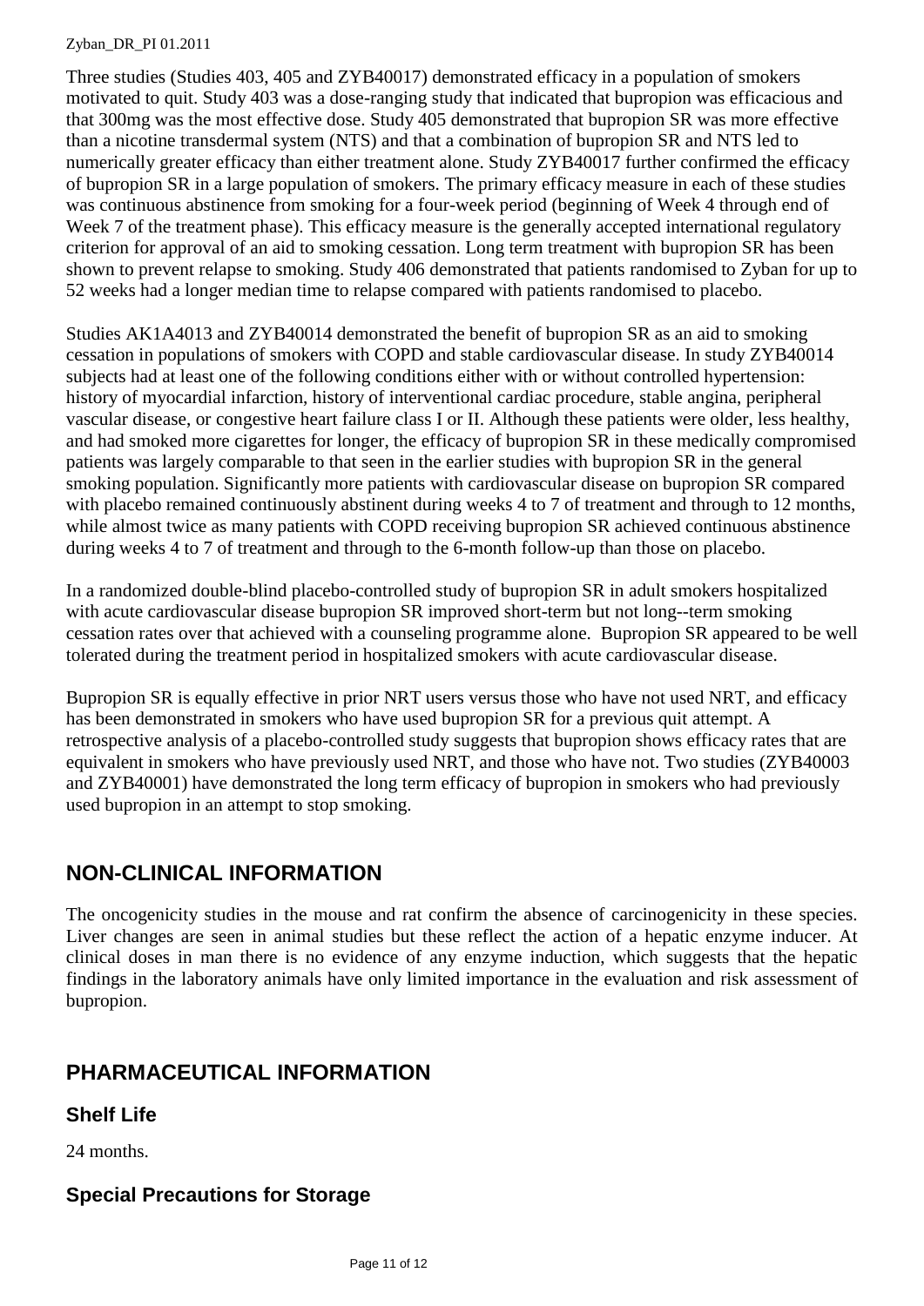Three studies (Studies 403, 405 and ZYB40017) demonstrated efficacy in a population of smokers motivated to quit. Study 403 was a dose-ranging study that indicated that bupropion was efficacious and that 300mg was the most effective dose. Study 405 demonstrated that bupropion SR was more effective than a nicotine transdermal system (NTS) and that a combination of bupropion SR and NTS led to numerically greater efficacy than either treatment alone. Study ZYB40017 further confirmed the efficacy of bupropion SR in a large population of smokers. The primary efficacy measure in each of these studies was continuous abstinence from smoking for a four-week period (beginning of Week 4 through end of Week 7 of the treatment phase). This efficacy measure is the generally accepted international regulatory criterion for approval of an aid to smoking cessation. Long term treatment with bupropion SR has been shown to prevent relapse to smoking. Study 406 demonstrated that patients randomised to Zyban for up to 52 weeks had a longer median time to relapse compared with patients randomised to placebo.

Studies AK1A4013 and ZYB40014 demonstrated the benefit of bupropion SR as an aid to smoking cessation in populations of smokers with COPD and stable cardiovascular disease. In study ZYB40014 subjects had at least one of the following conditions either with or without controlled hypertension: history of myocardial infarction, history of interventional cardiac procedure, stable angina, peripheral vascular disease, or congestive heart failure class I or II. Although these patients were older, less healthy, and had smoked more cigarettes for longer, the efficacy of bupropion SR in these medically compromised patients was largely comparable to that seen in the earlier studies with bupropion SR in the general smoking population. Significantly more patients with cardiovascular disease on bupropion SR compared with placebo remained continuously abstinent during weeks 4 to 7 of treatment and through to 12 months, while almost twice as many patients with COPD receiving bupropion SR achieved continuous abstinence during weeks 4 to 7 of treatment and through to the 6-month follow-up than those on placebo.

In a randomized double-blind placebo-controlled study of bupropion SR in adult smokers hospitalized with acute cardiovascular disease bupropion SR improved short-term but not long--term smoking cessation rates over that achieved with a counseling programme alone. Bupropion SR appeared to be well tolerated during the treatment period in hospitalized smokers with acute cardiovascular disease.

Bupropion SR is equally effective in prior NRT users versus those who have not used NRT, and efficacy has been demonstrated in smokers who have used bupropion SR for a previous quit attempt. A retrospective analysis of a placebo-controlled study suggests that bupropion shows efficacy rates that are equivalent in smokers who have previously used NRT, and those who have not. Two studies (ZYB40003 and ZYB40001) have demonstrated the long term efficacy of bupropion in smokers who had previously used bupropion in an attempt to stop smoking.

## NON-CLINICAL INFORMATION

The oncogenicity studies in the mouse and rat confirm the absence of carcinogenicity in these species. Liver changes are seen in animal studies but these reflect the action of a hepatic enzyme inducer. At clinical doses in man there is no evidence of any enzyme induction, which suggests that the hepatic findings in the laboratory animals have only limited importance in the evaluation and risk assessment of bupropion.

## PHARMACEUTICAL INFORMATION

### Shelf Life

24 months.

### Special Precautions for Storage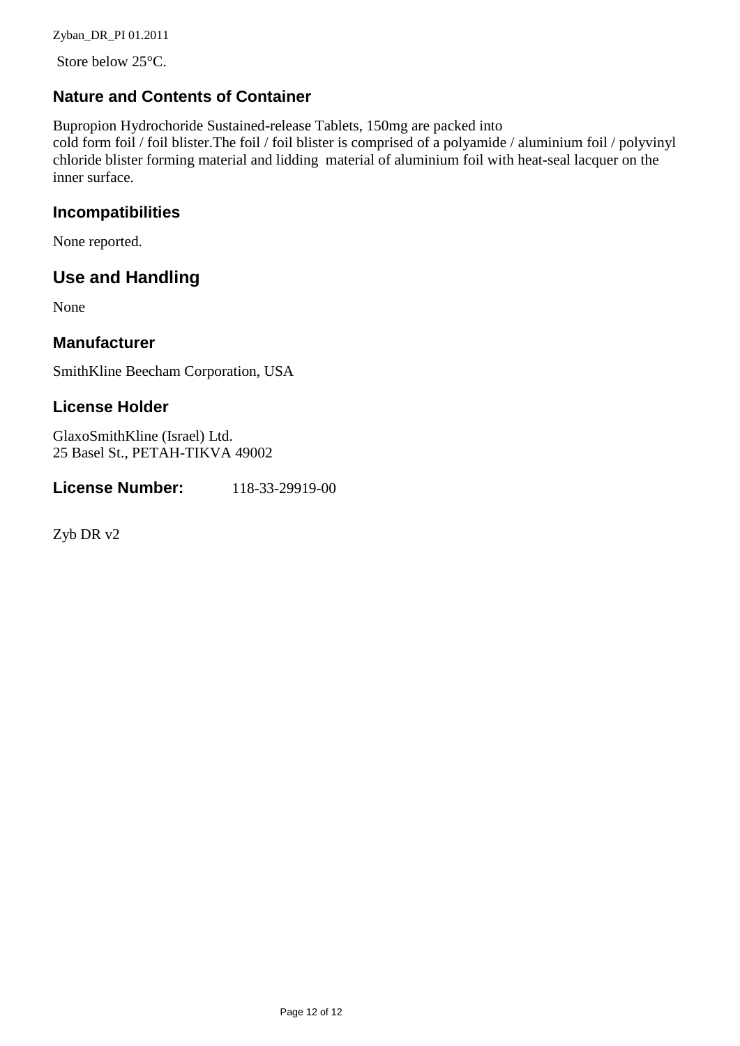Store below 25°C.

## Nature and Contents of Container

Bupropion Hydrochoride Sustained-release Tablets, 150mg are packed into
cold form foil / foil blister.The foil / foil blister is comprised of a polyamide / aluminium foil / polyvinyl chloride blister forming material and lidding material of aluminium foil with heat-seal lacquer on the inner surface.

## Incompatibilities

None reported.

## Use and Handling

None

## Manufacturer

SmithKline Beecham Corporation, USA

## License Holder

GlaxoSmithKline (Israel) Ltd.
25 Basel St., PETAH-TIKVA 49002

**License Number:** 118-33-29919-00

Zyb DR v2